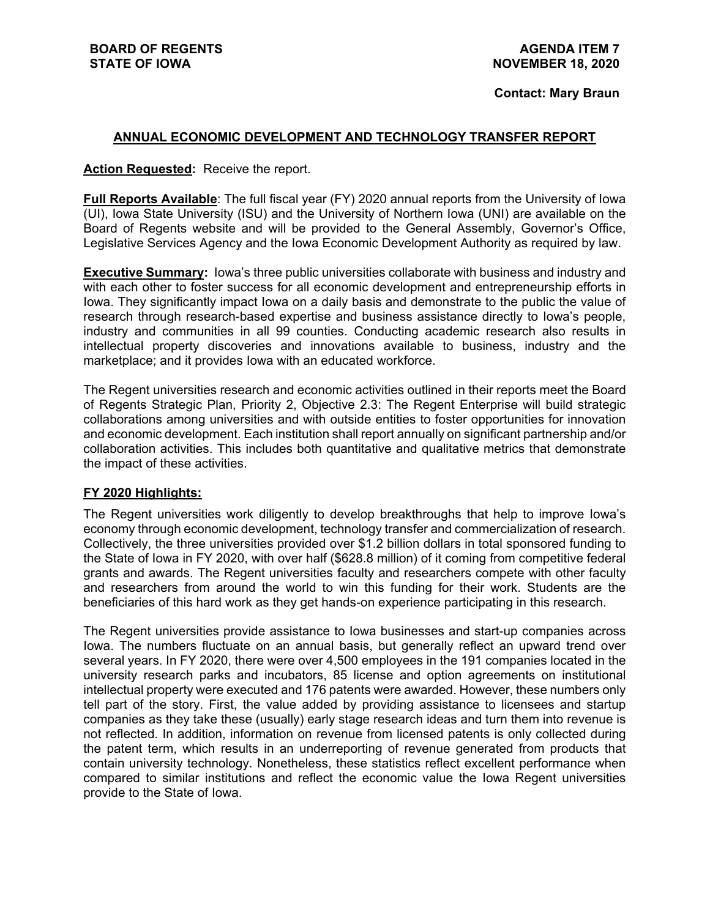**BOARD OF REGENTS**
**STATE OF IOWA**

**AGENDA ITEM 7**
**NOVEMBER 18, 2020**

**Contact: Mary Braun**

## ANNUAL ECONOMIC DEVELOPMENT AND TECHNOLOGY TRANSFER REPORT

**Action Requested:** Receive the report.

**Full Reports Available**: The full fiscal year (FY) 2020 annual reports from the University of Iowa (UI), Iowa State University (ISU) and the University of Northern Iowa (UNI) are available on the Board of Regents website and will be provided to the General Assembly, Governor's Office, Legislative Services Agency and the Iowa Economic Development Authority as required by law.

**Executive Summary:** Iowa's three public universities collaborate with business and industry and with each other to foster success for all economic development and entrepreneurship efforts in Iowa. They significantly impact Iowa on a daily basis and demonstrate to the public the value of research through research-based expertise and business assistance directly to Iowa's people, industry and communities in all 99 counties. Conducting academic research also results in intellectual property discoveries and innovations available to business, industry and the marketplace; and it provides Iowa with an educated workforce.

The Regent universities research and economic activities outlined in their reports meet the Board of Regents Strategic Plan, Priority 2, Objective 2.3: The Regent Enterprise will build strategic collaborations among universities and with outside entities to foster opportunities for innovation and economic development. Each institution shall report annually on significant partnership and/or collaboration activities. This includes both quantitative and qualitative metrics that demonstrate the impact of these activities.

### FY 2020 Highlights:

The Regent universities work diligently to develop breakthroughs that help to improve Iowa's economy through economic development, technology transfer and commercialization of research. Collectively, the three universities provided over $1.2 billion dollars in total sponsored funding to the State of Iowa in FY 2020, with over half ($628.8 million) of it coming from competitive federal grants and awards. The Regent universities faculty and researchers compete with other faculty and researchers from around the world to win this funding for their work. Students are the beneficiaries of this hard work as they get hands-on experience participating in this research.

The Regent universities provide assistance to Iowa businesses and start-up companies across Iowa. The numbers fluctuate on an annual basis, but generally reflect an upward trend over several years. In FY 2020, there were over 4,500 employees in the 191 companies located in the university research parks and incubators, 85 license and option agreements on institutional intellectual property were executed and 176 patents were awarded. However, these numbers only tell part of the story. First, the value added by providing assistance to licensees and startup companies as they take these (usually) early stage research ideas and turn them into revenue is not reflected. In addition, information on revenue from licensed patents is only collected during the patent term, which results in an underreporting of revenue generated from products that contain university technology. Nonetheless, these statistics reflect excellent performance when compared to similar institutions and reflect the economic value the Iowa Regent universities provide to the State of Iowa.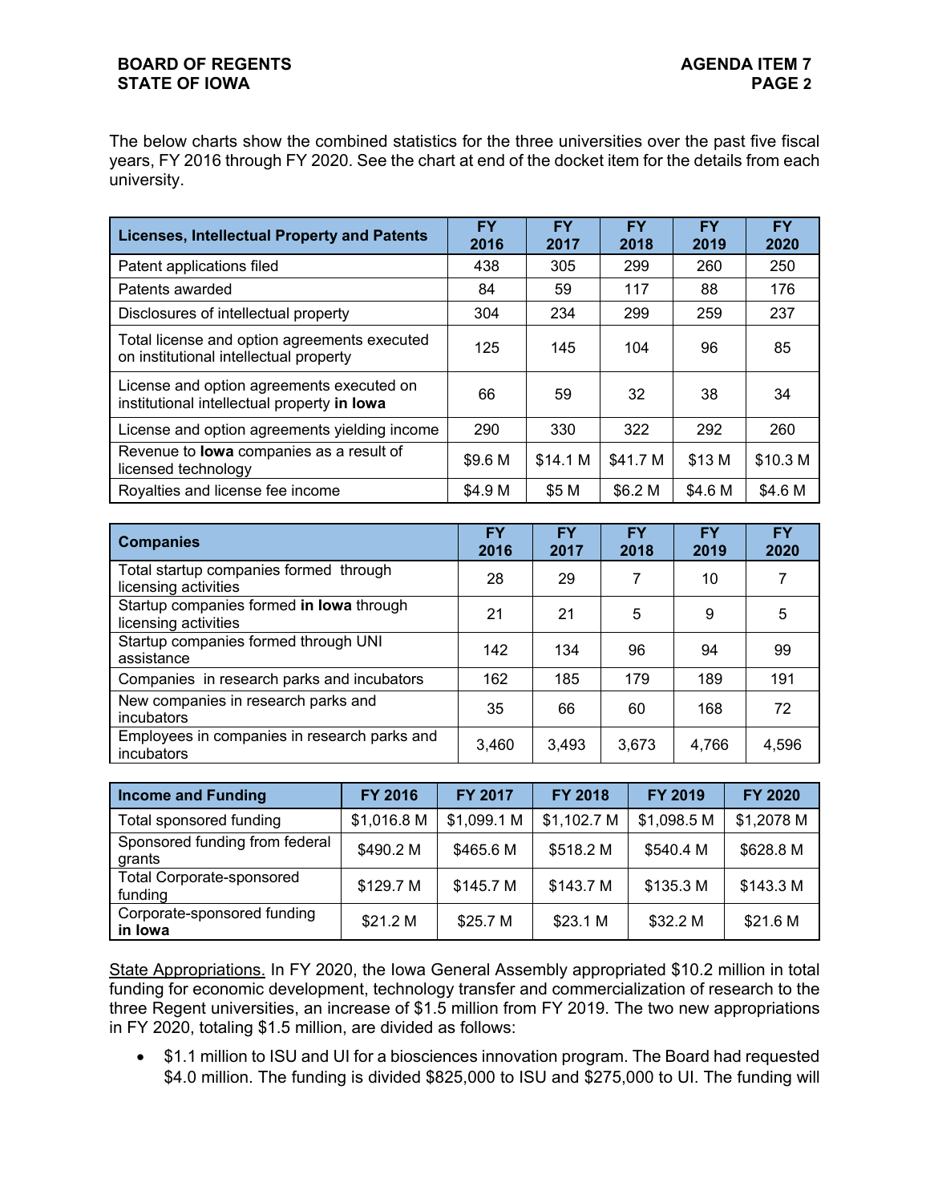The below charts show the combined statistics for the three universities over the past five fiscal years, FY 2016 through FY 2020. See the chart at end of the docket item for the details from each university.

| Licenses, Intellectual Property and Patents | FY 2016 | FY 2017 | FY 2018 | FY 2019 | FY 2020 |
|---|---|---|---|---|---|
| Patent applications filed | 438 | 305 | 299 | 260 | 250 |
| Patents awarded | 84 | 59 | 117 | 88 | 176 |
| Disclosures of intellectual property | 304 | 234 | 299 | 259 | 237 |
| Total license and option agreements executed on institutional intellectual property | 125 | 145 | 104 | 96 | 85 |
| License and option agreements executed on institutional intellectual property **in Iowa** | 66 | 59 | 32 | 38 | 34 |
| License and option agreements yielding income | 290 | 330 | 322 | 292 | 260 |
| Revenue to **Iowa** companies as a result of licensed technology | $9.6 M | $14.1 M | $41.7 M | $13 M | $10.3 M |
| Royalties and license fee income | $4.9 M | $5 M | $6.2 M | $4.6 M | $4.6 M |

| Companies | FY 2016 | FY 2017 | FY 2018 | FY 2019 | FY 2020 |
|---|---|---|---|---|---|
| Total startup companies formed through licensing activities | 28 | 29 | 7 | 10 | 7 |
| Startup companies formed **in Iowa** through licensing activities | 21 | 21 | 5 | 9 | 5 |
| Startup companies formed through UNI assistance | 142 | 134 | 96 | 94 | 99 |
| Companies in research parks and incubators | 162 | 185 | 179 | 189 | 191 |
| New companies in research parks and incubators | 35 | 66 | 60 | 168 | 72 |
| Employees in companies in research parks and incubators | 3,460 | 3,493 | 3,673 | 4,766 | 4,596 |

| Income and Funding | FY 2016 | FY 2017 | FY 2018 | FY 2019 | FY 2020 |
|---|---|---|---|---|---|
| Total sponsored funding | $1,016.8 M | $1,099.1 M | $1,102.7 M | $1,098.5 M | $1,2078 M |
| Sponsored funding from federal grants | $490.2 M | $465.6 M | $518.2 M | $540.4 M | $628.8 M |
| Total Corporate-sponsored funding | $129.7 M | $145.7 M | $143.7 M | $135.3 M | $143.3 M |
| Corporate-sponsored funding **in Iowa** | $21.2 M | $25.7 M | $23.1 M | $32.2 M | $21.6 M |

State Appropriations. In FY 2020, the Iowa General Assembly appropriated $10.2 million in total funding for economic development, technology transfer and commercialization of research to the three Regent universities, an increase of $1.5 million from FY 2019. The two new appropriations in FY 2020, totaling $1.5 million, are divided as follows:

- $1.1 million to ISU and UI for a biosciences innovation program. The Board had requested $4.0 million. The funding is divided $825,000 to ISU and $275,000 to UI. The funding will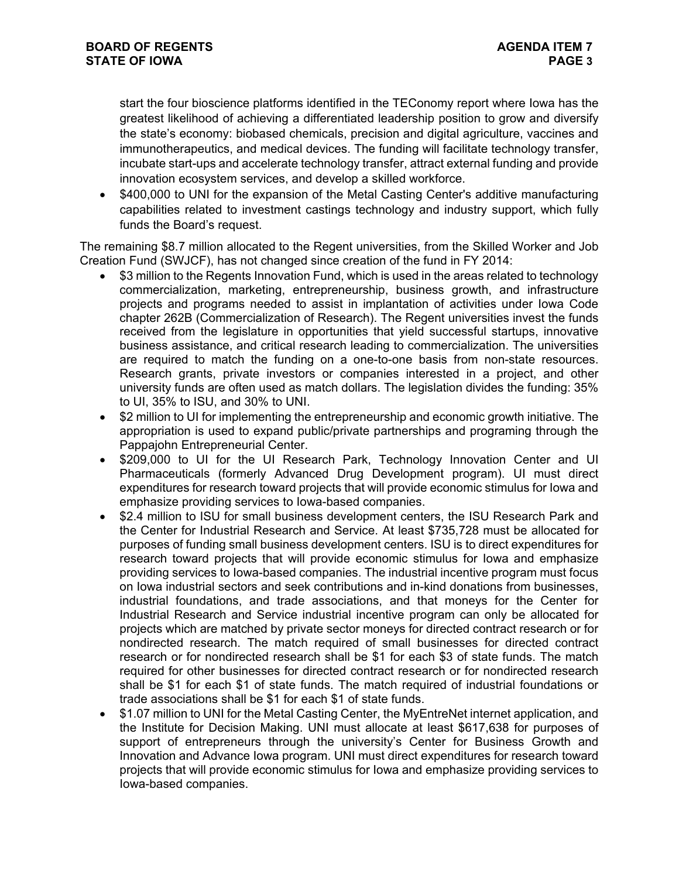start the four bioscience platforms identified in the TEConomy report where Iowa has the greatest likelihood of achieving a differentiated leadership position to grow and diversify the state's economy: biobased chemicals, precision and digital agriculture, vaccines and immunotherapeutics, and medical devices. The funding will facilitate technology transfer, incubate start-ups and accelerate technology transfer, attract external funding and provide innovation ecosystem services, and develop a skilled workforce.

- $400,000 to UNI for the expansion of the Metal Casting Center's additive manufacturing capabilities related to investment castings technology and industry support, which fully funds the Board's request.

The remaining $8.7 million allocated to the Regent universities, from the Skilled Worker and Job Creation Fund (SWJCF), has not changed since creation of the fund in FY 2014:

- $3 million to the Regents Innovation Fund, which is used in the areas related to technology commercialization, marketing, entrepreneurship, business growth, and infrastructure projects and programs needed to assist in implantation of activities under Iowa Code chapter 262B (Commercialization of Research). The Regent universities invest the funds received from the legislature in opportunities that yield successful startups, innovative business assistance, and critical research leading to commercialization. The universities are required to match the funding on a one-to-one basis from non-state resources. Research grants, private investors or companies interested in a project, and other university funds are often used as match dollars. The legislation divides the funding: 35% to UI, 35% to ISU, and 30% to UNI.
- $2 million to UI for implementing the entrepreneurship and economic growth initiative. The appropriation is used to expand public/private partnerships and programing through the Pappajohn Entrepreneurial Center.
- $209,000 to UI for the UI Research Park, Technology Innovation Center and UI Pharmaceuticals (formerly Advanced Drug Development program). UI must direct expenditures for research toward projects that will provide economic stimulus for Iowa and emphasize providing services to Iowa-based companies.
- $2.4 million to ISU for small business development centers, the ISU Research Park and the Center for Industrial Research and Service. At least $735,728 must be allocated for purposes of funding small business development centers. ISU is to direct expenditures for research toward projects that will provide economic stimulus for Iowa and emphasize providing services to Iowa-based companies. The industrial incentive program must focus on Iowa industrial sectors and seek contributions and in-kind donations from businesses, industrial foundations, and trade associations, and that moneys for the Center for Industrial Research and Service industrial incentive program can only be allocated for projects which are matched by private sector moneys for directed contract research or for nondirected research. The match required of small businesses for directed contract research or for nondirected research shall be $1 for each $3 of state funds. The match required for other businesses for directed contract research or for nondirected research shall be $1 for each $1 of state funds. The match required of industrial foundations or trade associations shall be $1 for each $1 of state funds.
- $1.07 million to UNI for the Metal Casting Center, the MyEntreNet internet application, and the Institute for Decision Making. UNI must allocate at least $617,638 for purposes of support of entrepreneurs through the university's Center for Business Growth and Innovation and Advance Iowa program. UNI must direct expenditures for research toward projects that will provide economic stimulus for Iowa and emphasize providing services to Iowa-based companies.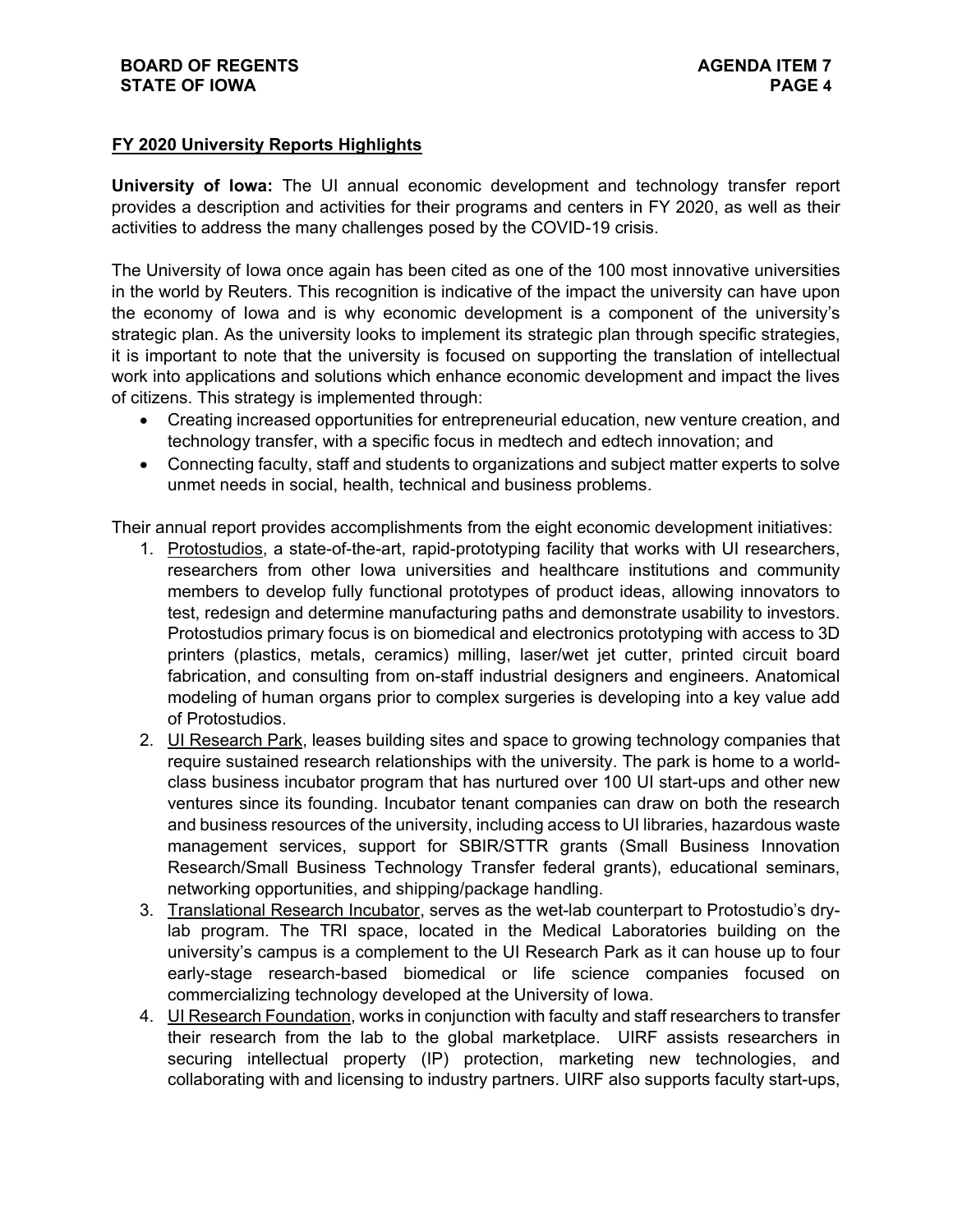## FY 2020 University Reports Highlights

**University of Iowa:** The UI annual economic development and technology transfer report provides a description and activities for their programs and centers in FY 2020, as well as their activities to address the many challenges posed by the COVID-19 crisis.

The University of Iowa once again has been cited as one of the 100 most innovative universities in the world by Reuters. This recognition is indicative of the impact the university can have upon the economy of Iowa and is why economic development is a component of the university's strategic plan. As the university looks to implement its strategic plan through specific strategies, it is important to note that the university is focused on supporting the translation of intellectual work into applications and solutions which enhance economic development and impact the lives of citizens. This strategy is implemented through:

- Creating increased opportunities for entrepreneurial education, new venture creation, and technology transfer, with a specific focus in medtech and edtech innovation; and
- Connecting faculty, staff and students to organizations and subject matter experts to solve unmet needs in social, health, technical and business problems.

Their annual report provides accomplishments from the eight economic development initiatives:

1. Protostudios, a state-of-the-art, rapid-prototyping facility that works with UI researchers, researchers from other Iowa universities and healthcare institutions and community members to develop fully functional prototypes of product ideas, allowing innovators to test, redesign and determine manufacturing paths and demonstrate usability to investors. Protostudios primary focus is on biomedical and electronics prototyping with access to 3D printers (plastics, metals, ceramics) milling, laser/wet jet cutter, printed circuit board fabrication, and consulting from on-staff industrial designers and engineers. Anatomical modeling of human organs prior to complex surgeries is developing into a key value add of Protostudios.
2. UI Research Park, leases building sites and space to growing technology companies that require sustained research relationships with the university. The park is home to a world-class business incubator program that has nurtured over 100 UI start-ups and other new ventures since its founding. Incubator tenant companies can draw on both the research and business resources of the university, including access to UI libraries, hazardous waste management services, support for SBIR/STTR grants (Small Business Innovation Research/Small Business Technology Transfer federal grants), educational seminars, networking opportunities, and shipping/package handling.
3. Translational Research Incubator, serves as the wet-lab counterpart to Protostudio's dry-lab program. The TRI space, located in the Medical Laboratories building on the university's campus is a complement to the UI Research Park as it can house up to four early-stage research-based biomedical or life science companies focused on commercializing technology developed at the University of Iowa.
4. UI Research Foundation, works in conjunction with faculty and staff researchers to transfer their research from the lab to the global marketplace. UIRF assists researchers in securing intellectual property (IP) protection, marketing new technologies, and collaborating with and licensing to industry partners. UIRF also supports faculty start-ups,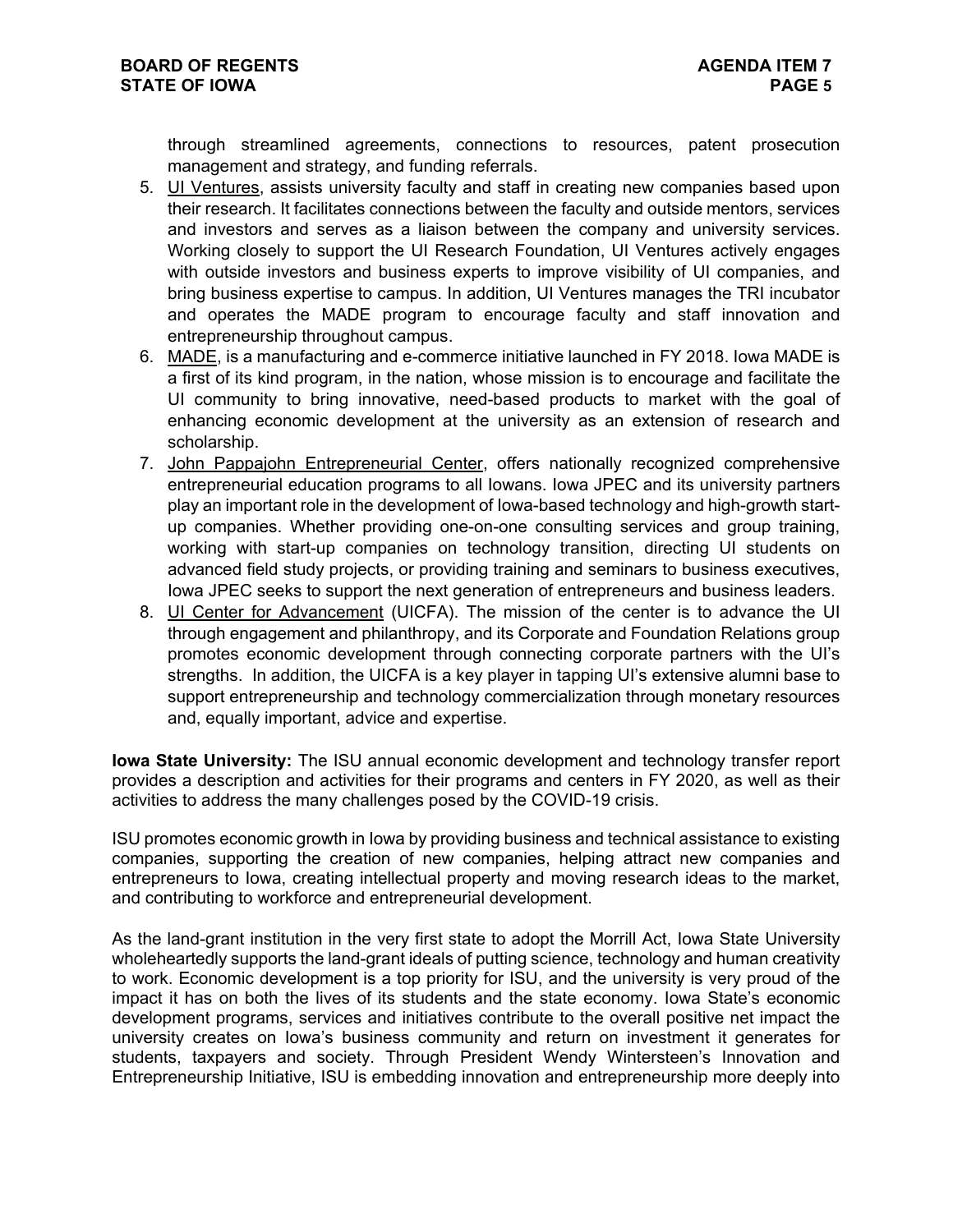through streamlined agreements, connections to resources, patent prosecution management and strategy, and funding referrals.

5. UI Ventures, assists university faculty and staff in creating new companies based upon their research. It facilitates connections between the faculty and outside mentors, services and investors and serves as a liaison between the company and university services. Working closely to support the UI Research Foundation, UI Ventures actively engages with outside investors and business experts to improve visibility of UI companies, and bring business expertise to campus. In addition, UI Ventures manages the TRI incubator and operates the MADE program to encourage faculty and staff innovation and entrepreneurship throughout campus.
6. MADE, is a manufacturing and e-commerce initiative launched in FY 2018. Iowa MADE is a first of its kind program, in the nation, whose mission is to encourage and facilitate the UI community to bring innovative, need-based products to market with the goal of enhancing economic development at the university as an extension of research and scholarship.
7. John Pappajohn Entrepreneurial Center, offers nationally recognized comprehensive entrepreneurial education programs to all Iowans. Iowa JPEC and its university partners play an important role in the development of Iowa-based technology and high-growth start-up companies. Whether providing one-on-one consulting services and group training, working with start-up companies on technology transition, directing UI students on advanced field study projects, or providing training and seminars to business executives, Iowa JPEC seeks to support the next generation of entrepreneurs and business leaders.
8. UI Center for Advancement (UICFA). The mission of the center is to advance the UI through engagement and philanthropy, and its Corporate and Foundation Relations group promotes economic development through connecting corporate partners with the UI's strengths. In addition, the UICFA is a key player in tapping UI's extensive alumni base to support entrepreneurship and technology commercialization through monetary resources and, equally important, advice and expertise.

**Iowa State University:** The ISU annual economic development and technology transfer report provides a description and activities for their programs and centers in FY 2020, as well as their activities to address the many challenges posed by the COVID-19 crisis.

ISU promotes economic growth in Iowa by providing business and technical assistance to existing companies, supporting the creation of new companies, helping attract new companies and entrepreneurs to Iowa, creating intellectual property and moving research ideas to the market, and contributing to workforce and entrepreneurial development.

As the land-grant institution in the very first state to adopt the Morrill Act, Iowa State University wholeheartedly supports the land-grant ideals of putting science, technology and human creativity to work. Economic development is a top priority for ISU, and the university is very proud of the impact it has on both the lives of its students and the state economy. Iowa State's economic development programs, services and initiatives contribute to the overall positive net impact the university creates on Iowa's business community and return on investment it generates for students, taxpayers and society. Through President Wendy Wintersteen's Innovation and Entrepreneurship Initiative, ISU is embedding innovation and entrepreneurship more deeply into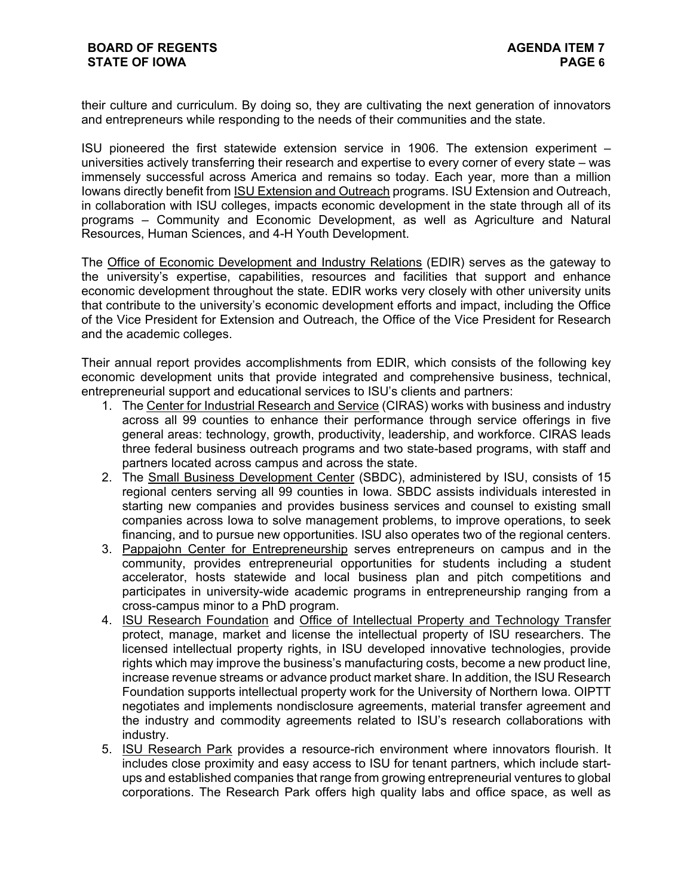their culture and curriculum. By doing so, they are cultivating the next generation of innovators and entrepreneurs while responding to the needs of their communities and the state.

ISU pioneered the first statewide extension service in 1906. The extension experiment – universities actively transferring their research and expertise to every corner of every state – was immensely successful across America and remains so today. Each year, more than a million Iowans directly benefit from ISU Extension and Outreach programs. ISU Extension and Outreach, in collaboration with ISU colleges, impacts economic development in the state through all of its programs – Community and Economic Development, as well as Agriculture and Natural Resources, Human Sciences, and 4-H Youth Development.

The Office of Economic Development and Industry Relations (EDIR) serves as the gateway to the university's expertise, capabilities, resources and facilities that support and enhance economic development throughout the state. EDIR works very closely with other university units that contribute to the university's economic development efforts and impact, including the Office of the Vice President for Extension and Outreach, the Office of the Vice President for Research and the academic colleges.

Their annual report provides accomplishments from EDIR, which consists of the following key economic development units that provide integrated and comprehensive business, technical, entrepreneurial support and educational services to ISU's clients and partners:

1. The Center for Industrial Research and Service (CIRAS) works with business and industry across all 99 counties to enhance their performance through service offerings in five general areas: technology, growth, productivity, leadership, and workforce. CIRAS leads three federal business outreach programs and two state-based programs, with staff and partners located across campus and across the state.
2. The Small Business Development Center (SBDC), administered by ISU, consists of 15 regional centers serving all 99 counties in Iowa. SBDC assists individuals interested in starting new companies and provides business services and counsel to existing small companies across Iowa to solve management problems, to improve operations, to seek financing, and to pursue new opportunities. ISU also operates two of the regional centers.
3. Pappajohn Center for Entrepreneurship serves entrepreneurs on campus and in the community, provides entrepreneurial opportunities for students including a student accelerator, hosts statewide and local business plan and pitch competitions and participates in university-wide academic programs in entrepreneurship ranging from a cross-campus minor to a PhD program.
4. ISU Research Foundation and Office of Intellectual Property and Technology Transfer protect, manage, market and license the intellectual property of ISU researchers. The licensed intellectual property rights, in ISU developed innovative technologies, provide rights which may improve the business's manufacturing costs, become a new product line, increase revenue streams or advance product market share. In addition, the ISU Research Foundation supports intellectual property work for the University of Northern Iowa. OIPTT negotiates and implements nondisclosure agreements, material transfer agreement and the industry and commodity agreements related to ISU's research collaborations with industry.
5. ISU Research Park provides a resource-rich environment where innovators flourish. It includes close proximity and easy access to ISU for tenant partners, which include start-ups and established companies that range from growing entrepreneurial ventures to global corporations. The Research Park offers high quality labs and office space, as well as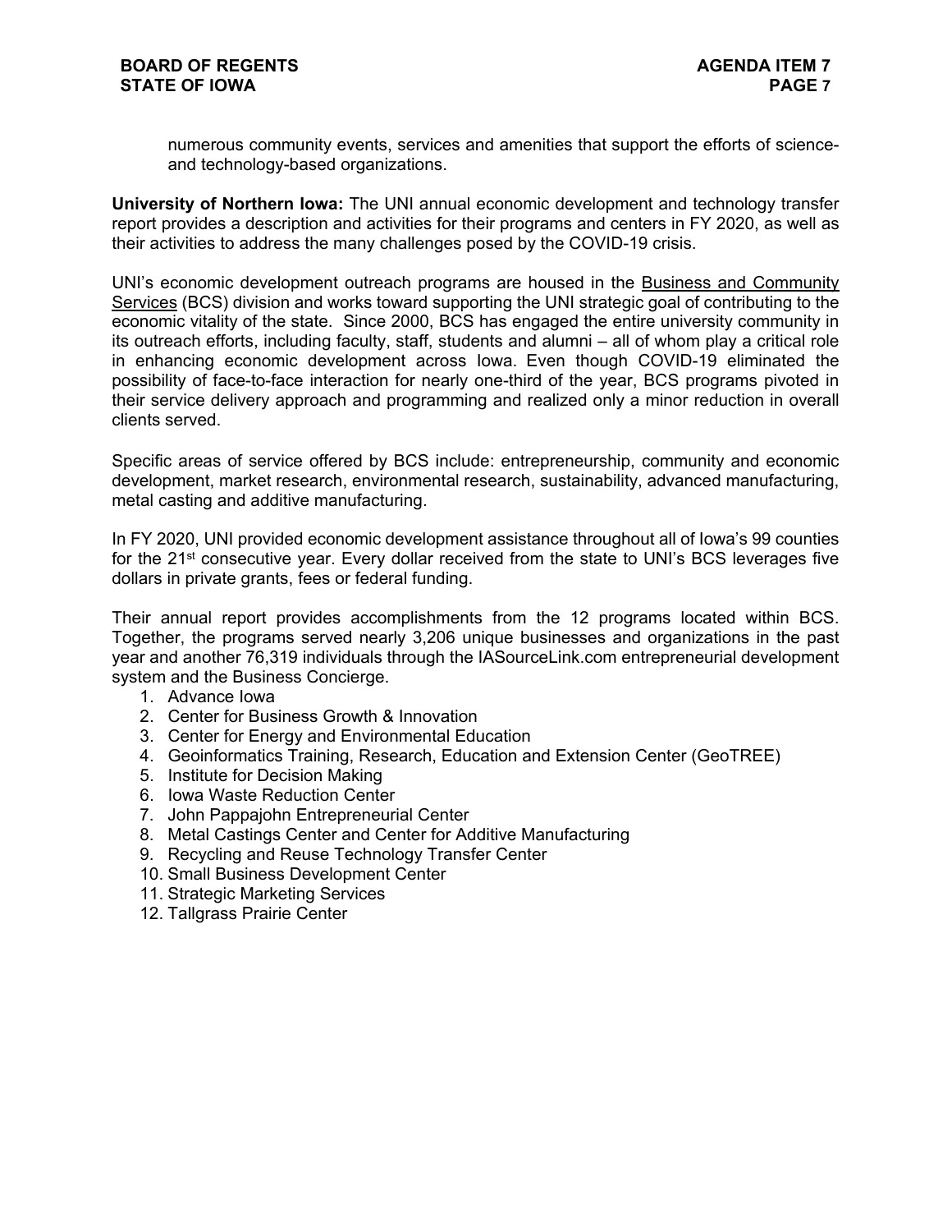numerous community events, services and amenities that support the efforts of science- and technology-based organizations.

**University of Northern Iowa:** The UNI annual economic development and technology transfer report provides a description and activities for their programs and centers in FY 2020, as well as their activities to address the many challenges posed by the COVID-19 crisis.

UNI's economic development outreach programs are housed in the Business and Community Services (BCS) division and works toward supporting the UNI strategic goal of contributing to the economic vitality of the state. Since 2000, BCS has engaged the entire university community in its outreach efforts, including faculty, staff, students and alumni – all of whom play a critical role in enhancing economic development across Iowa. Even though COVID-19 eliminated the possibility of face-to-face interaction for nearly one-third of the year, BCS programs pivoted in their service delivery approach and programming and realized only a minor reduction in overall clients served.

Specific areas of service offered by BCS include: entrepreneurship, community and economic development, market research, environmental research, sustainability, advanced manufacturing, metal casting and additive manufacturing.

In FY 2020, UNI provided economic development assistance throughout all of Iowa's 99 counties for the 21st consecutive year. Every dollar received from the state to UNI's BCS leverages five dollars in private grants, fees or federal funding.

Their annual report provides accomplishments from the 12 programs located within BCS. Together, the programs served nearly 3,206 unique businesses and organizations in the past year and another 76,319 individuals through the IASourceLink.com entrepreneurial development system and the Business Concierge.

1. Advance Iowa
2. Center for Business Growth & Innovation
3. Center for Energy and Environmental Education
4. Geoinformatics Training, Research, Education and Extension Center (GeoTREE)
5. Institute for Decision Making
6. Iowa Waste Reduction Center
7. John Pappajohn Entrepreneurial Center
8. Metal Castings Center and Center for Additive Manufacturing
9. Recycling and Reuse Technology Transfer Center
10. Small Business Development Center
11. Strategic Marketing Services
12. Tallgrass Prairie Center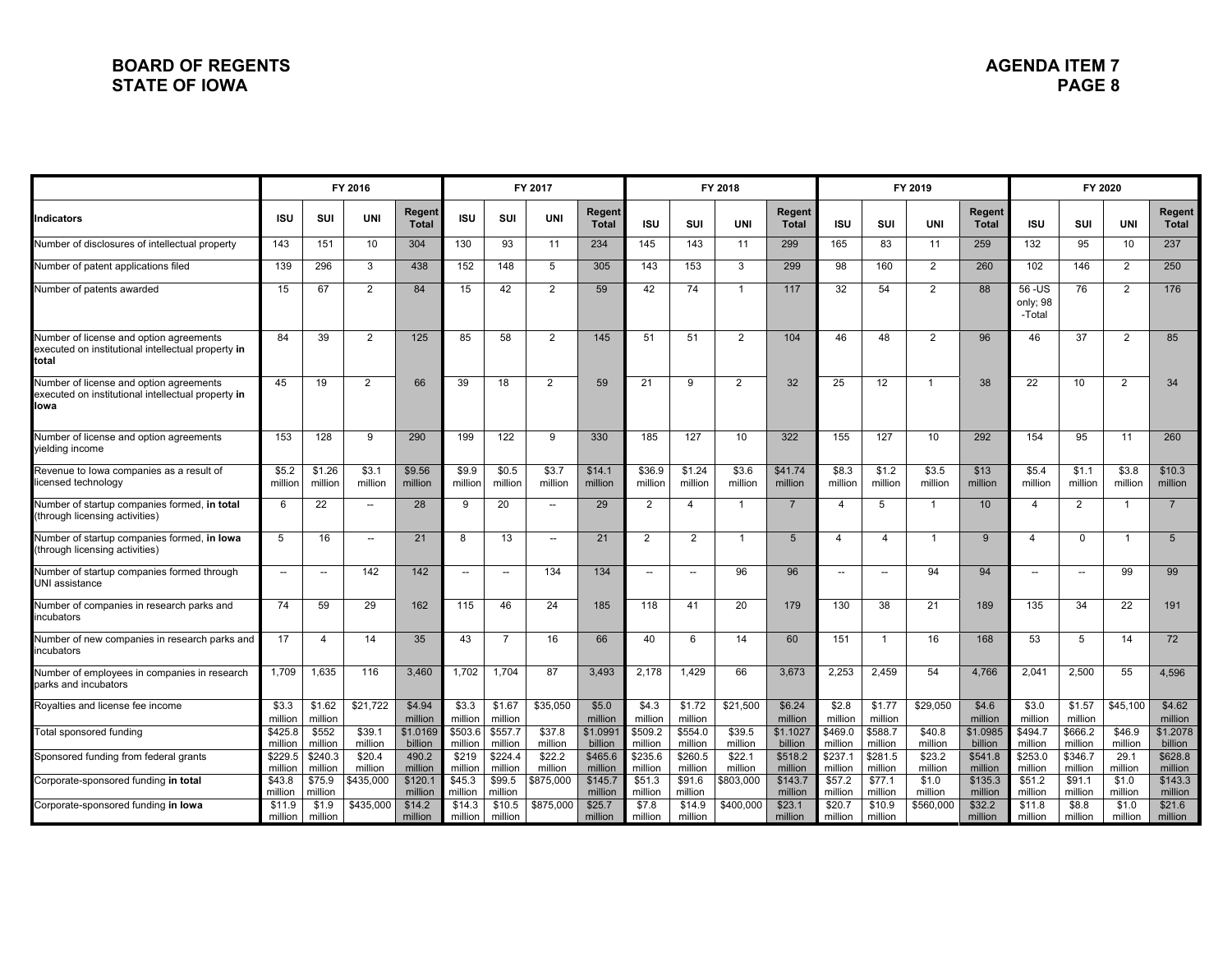**BOARD OF REGENTS**
**STATE OF IOWA**

**AGENDA ITEM 7**
**PAGE 8**

| | FY 2016 | | | | FY 2017 | | | | FY 2018 | | | | FY 2019 | | | | FY 2020 | | | |
|---|---|---|---|---|---|---|---|---|---|---|---|---|---|---|---|---|---|---|---|---|
| **Indicators** | **ISU** | **SUI** | **UNI** | **Regent Total** | **ISU** | **SUI** | **UNI** | **Regent Total** | **ISU** | **SUI** | **UNI** | **Regent Total** | **ISU** | **SUI** | **UNI** | **Regent Total** | **ISU** | **SUI** | **UNI** | **Regent Total** |
| Number of disclosures of intellectual property | 143 | 151 | 10 | 304 | 130 | 93 | 11 | 234 | 145 | 143 | 11 | 299 | 165 | 83 | 11 | 259 | 132 | 95 | 10 | 237 |
| Number of patent applications filed | 139 | 296 | 3 | 438 | 152 | 148 | 5 | 305 | 143 | 153 | 3 | 299 | 98 | 160 | 2 | 260 | 102 | 146 | 2 | 250 |
| Number of patents awarded | 15 | 67 | 2 | 84 | 15 | 42 | 2 | 59 | 42 | 74 | 1 | 117 | 32 | 54 | 2 | 88 | 56 -US only; 98 -Total | 76 | 2 | 176 |
| Number of license and option agreements executed on institutional intellectual property **in total** | 84 | 39 | 2 | 125 | 85 | 58 | 2 | 145 | 51 | 51 | 2 | 104 | 46 | 48 | 2 | 96 | 46 | 37 | 2 | 85 |
| Number of license and option agreements executed on institutional intellectual property **in Iowa** | 45 | 19 | 2 | 66 | 39 | 18 | 2 | 59 | 21 | 9 | 2 | 32 | 25 | 12 | 1 | 38 | 22 | 10 | 2 | 34 |
| Number of license and option agreements yielding income | 153 | 128 | 9 | 290 | 199 | 122 | 9 | 330 | 185 | 127 | 10 | 322 | 155 | 127 | 10 | 292 | 154 | 95 | 11 | 260 |
| Revenue to Iowa companies as a result of licensed technology | $5.2 million | $1.26 million | $3.1 million | $9.56 million | $9.9 million | $0.5 million | $3.7 million | $14.1 million | $36.9 million | $1.24 million | $3.6 million | $41.74 million | $8.3 million | $1.2 million | $3.5 million | $13 million | $5.4 million | $1.1 million | $3.8 million | $10.3 million |
| Number of startup companies formed, **in total** (through licensing activities) | 6 | 22 | -- | 28 | 9 | 20 | -- | 29 | 2 | 4 | 1 | 7 | 4 | 5 | 1 | 10 | 4 | 2 | 1 | 7 |
| Number of startup companies formed, **in Iowa** (through licensing activities) | 5 | 16 | -- | 21 | 8 | 13 | -- | 21 | 2 | 2 | 1 | 5 | 4 | 4 | 1 | 9 | 4 | 0 | 1 | 5 |
| Number of startup companies formed through UNI assistance | -- | -- | 142 | 142 | -- | -- | 134 | 134 | -- | -- | 96 | 96 | -- | -- | 94 | 94 | -- | -- | 99 | 99 |
| Number of companies in research parks and incubators | 74 | 59 | 29 | 162 | 115 | 46 | 24 | 185 | 118 | 41 | 20 | 179 | 130 | 38 | 21 | 189 | 135 | 34 | 22 | 191 |
| Number of new companies in research parks and incubators | 17 | 4 | 14 | 35 | 43 | 7 | 16 | 66 | 40 | 6 | 14 | 60 | 151 | 1 | 16 | 168 | 53 | 5 | 14 | 72 |
| Number of employees in companies in research parks and incubators | 1,709 | 1,635 | 116 | 3,460 | 1,702 | 1,704 | 87 | 3,493 | 2,178 | 1,429 | 66 | 3,673 | 2,253 | 2,459 | 54 | 4,766 | 2,041 | 2,500 | 55 | 4,596 |
| Royalties and license fee income | $3.3 million | $1.62 million | $21,722 | $4.94 million | $3.3 million | $1.67 million | $35,050 | $5.0 million | $4.3 million | $1.72 million | $21,500 | $6.24 million | $2.8 million | $1.77 million | $29,050 | $4.6 million | $3.0 million | $1.57 million | $45,100 | $4.62 million |
| Total sponsored funding | $425.8 million | $552 million | $39.1 million | $1.0169 billion | $503.6 million | $557.7 million | $37.8 million | $1.0991 billion | $509.2 million | $554.0 million | $39.5 million | $1.1027 billion | $469.0 million | $588.7 million | $40.8 million | $1.0985 billion | $494.7 million | $666.2 million | $46.9 million | $1.2078 billion |
| Sponsored funding from federal grants | $229.5 million | $240.3 million | $20.4 million | 490.2 million | $219 million | $224.4 million | $22.2 million | $465.6 million | $235.6 million | $260.5 million | $22.1 million | $518.2 million | $237.1 million | $281.5 million | $23.2 million | $541.8 million | $253.0 million | $346.7 million | 29.1 million | $628.8 million |
| Corporate-sponsored funding **in total** | $43.8 million | $75.9 million | $435,000 | $120.1 million | $45.3 million | $99.5 million | $875,000 | $145.7 million | $51.3 million | $91.6 million | $803,000 | $143.7 million | $57.2 million | $77.1 million | $1.0 million | $135.3 million | $51.2 million | $91.1 million | $1.0 million | $143.3 million |
| Corporate-sponsored funding **in Iowa** | $11.9 million | $1.9 million | $435,000 | $14.2 million | $14.3 million | $10.5 million | $875,000 | $25.7 million | $7.8 million | $14.9 million | $400,000 | $23.1 million | $20.7 million | $10.9 million | $560,000 | $32.2 million | $11.8 million | $8.8 million | $1.0 million | $21.6 million |